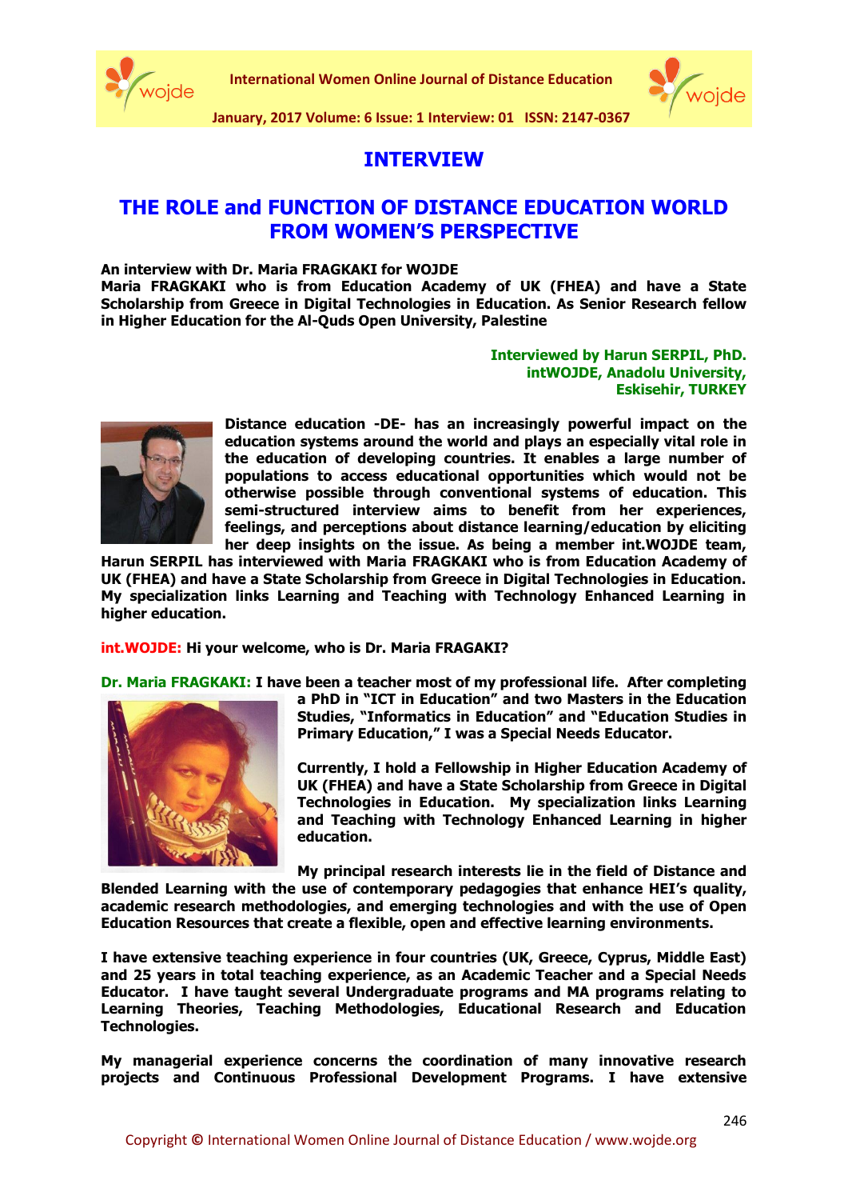# INTERVIEW

## THE ROLE and FUNCTION OF DISTANCE EDUCATION WORLD FROM WOMEN'S PERSPECTIVE

**An interview with Dr. Maria FRAGKAKI for WOJDE**
**Maria FRAGKAKI who is from Education Academy of UK (FHEA) and have a State Scholarship from Greece in Digital Technologies in Education. As Senior Research fellow in Higher Education for the Al-Quds Open University, Palestine**

**Interviewed by Harun SERPIL, PhD.**
**intWOJDE, Anadolu University,**
**Eskisehir, TURKEY**

**Distance education -DE- has an increasingly powerful impact on the education systems around the world and plays an especially vital role in the education of developing countries. It enables a large number of populations to access educational opportunities which would not be otherwise possible through conventional systems of education. This semi-structured interview aims to benefit from her experiences, feelings, and perceptions about distance learning/education by eliciting her deep insights on the issue. As being a member int.WOJDE team, Harun SERPIL has interviewed with Maria FRAGKAKI who is from Education Academy of UK (FHEA) and have a State Scholarship from Greece in Digital Technologies in Education. My specialization links Learning and Teaching with Technology Enhanced Learning in higher education.**

**int.WOJDE: Hi your welcome, who is Dr. Maria FRAGAKI?**

**Dr. Maria FRAGKAKI: I have been a teacher most of my professional life. After completing a PhD in "ICT in Education" and two Masters in the Education Studies, "Informatics in Education" and "Education Studies in Primary Education," I was a Special Needs Educator.**

**Currently, I hold a Fellowship in Higher Education Academy of UK (FHEA) and have a State Scholarship from Greece in Digital Technologies in Education. My specialization links Learning and Teaching with Technology Enhanced Learning in higher education.**

**My principal research interests lie in the field of Distance and Blended Learning with the use of contemporary pedagogies that enhance HEI's quality, academic research methodologies, and emerging technologies and with the use of Open Education Resources that create a flexible, open and effective learning environments.**

**I have extensive teaching experience in four countries (UK, Greece, Cyprus, Middle East) and 25 years in total teaching experience, as an Academic Teacher and a Special Needs Educator. I have taught several Undergraduate programs and MA programs relating to Learning Theories, Teaching Methodologies, Educational Research and Education Technologies.**

**My managerial experience concerns the coordination of many innovative research projects and Continuous Professional Development Programs. I have extensive**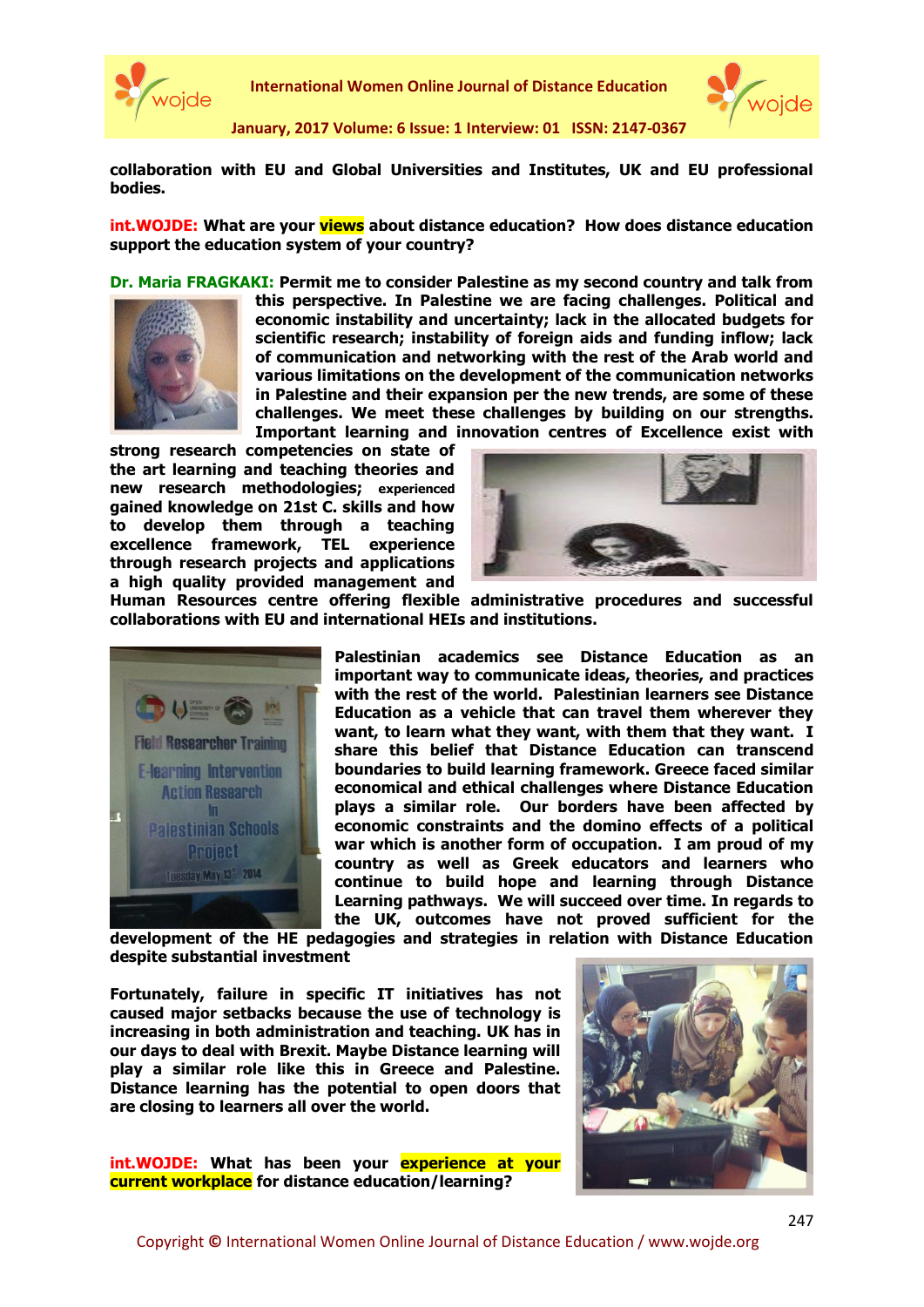**collaboration with EU and Global Universities and Institutes, UK and EU professional bodies.**

**int.WOJDE: What are your views about distance education? How does distance education support the education system of your country?**

**Dr. Maria FRAGKAKI: Permit me to consider Palestine as my second country and talk from this perspective. In Palestine we are facing challenges. Political and economic instability and uncertainty; lack in the allocated budgets for scientific research; instability of foreign aids and funding inflow; lack of communication and networking with the rest of the Arab world and various limitations on the development of the communication networks in Palestine and their expansion per the new trends, are some of these challenges. We meet these challenges by building on our strengths. Important learning and innovation centres of Excellence exist with strong research competencies on state of the art learning and teaching theories and new research methodologies; experienced gained knowledge on 21st C. skills and how to develop them through a teaching excellence framework, TEL experience through research projects and applications a high quality provided management and Human Resources centre offering flexible administrative procedures and successful collaborations with EU and international HEIs and institutions.**

**Palestinian academics see Distance Education as an important way to communicate ideas, theories, and practices with the rest of the world. Palestinian learners see Distance Education as a vehicle that can travel them wherever they want, to learn what they want, with them that they want. I share this belief that Distance Education can transcend boundaries to build learning framework. Greece faced similar economical and ethical challenges where Distance Education plays a similar role. Our borders have been affected by economic constraints and the domino effects of a political war which is another form of occupation. I am proud of my country as well as Greek educators and learners who continue to build hope and learning through Distance Learning pathways. We will succeed over time. In regards to the UK, outcomes have not proved sufficient for the development of the HE pedagogies and strategies in relation with Distance Education despite substantial investment**

**Fortunately, failure in specific IT initiatives has not caused major setbacks because the use of technology is increasing in both administration and teaching. UK has in our days to deal with Brexit. Maybe Distance learning will play a similar role like this in Greece and Palestine. Distance learning has the potential to open doors that are closing to learners all over the world.**

**int.WOJDE: What has been your experience at your current workplace for distance education/learning?**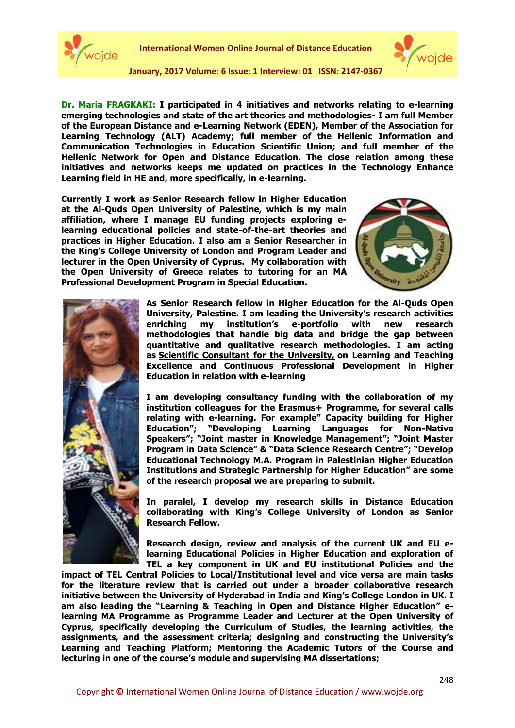**Dr. Maria FRAGKAKI: I participated in 4 initiatives and networks relating to e-learning emerging technologies and state of the art theories and methodologies- I am full Member of the European Distance and e-Learning Network (EDEN), Member of the Association for Learning Technology (ALT) Academy; full member of the Hellenic Information and Communication Technologies in Education Scientific Union; and full member of the Hellenic Network for Open and Distance Education. The close relation among these initiatives and networks keeps me updated on practices in the Technology Enhance Learning field in HE and, more specifically, in e-learning.**

**Currently I work as Senior Research fellow in Higher Education at the Al-Quds Open University of Palestine, which is my main affiliation, where I manage EU funding projects exploring e-learning educational policies and state-of-the-art theories and practices in Higher Education. I also am a Senior Researcher in the King's College University of London and Program Leader and lecturer in the Open University of Cyprus. My collaboration with the Open University of Greece relates to tutoring for an MA Professional Development Program in Special Education.**

**As Senior Research fellow in Higher Education for the Al-Quds Open University, Palestine. I am leading the University's research activities enriching my institution's e-portfolio with new research methodologies that handle big data and bridge the gap between quantitative and qualitative research methodologies. I am acting as <u>Scientific Consultant for the University,</u> on Learning and Teaching Excellence and Continuous Professional Development in Higher Education in relation with e-learning**

**I am developing consultancy funding with the collaboration of my institution colleagues for the Erasmus+ Programme, for several calls relating with e-learning. For example" Capacity building for Higher Education"; "Developing Learning Languages for Non-Native Speakers"; "Joint master in Knowledge Management"; "Joint Master Program in Data Science" & "Data Science Research Centre"; "Develop Educational Technology M.A. Program in Palestinian Higher Education Institutions and Strategic Partnership for Higher Education" are some of the research proposal we are preparing to submit.**

**In paralel, I develop my research skills in Distance Education collaborating with King's College University of London as Senior Research Fellow.**

**Research design, review and analysis of the current UK and EU e-learning Educational Policies in Higher Education and exploration of TEL a key component in UK and EU institutional Policies and the impact of TEL Central Policies to Local/Institutional level and vice versa are main tasks for the literature review that is carried out under a broader collaborative research initiative between the University of Hyderabad in India and King's College London in UK. I am also leading the "Learning & Teaching in Open and Distance Higher Education" e-learning MA Programme as Programme Leader and Lecturer at the Open University of Cyprus, specifically developing the Curriculum of Studies, the learning activities, the assignments, and the assessment criteria; designing and constructing the University's Learning and Teaching Platform; Mentoring the Academic Tutors of the Course and lecturing in one of the course's module and supervising MA dissertations;**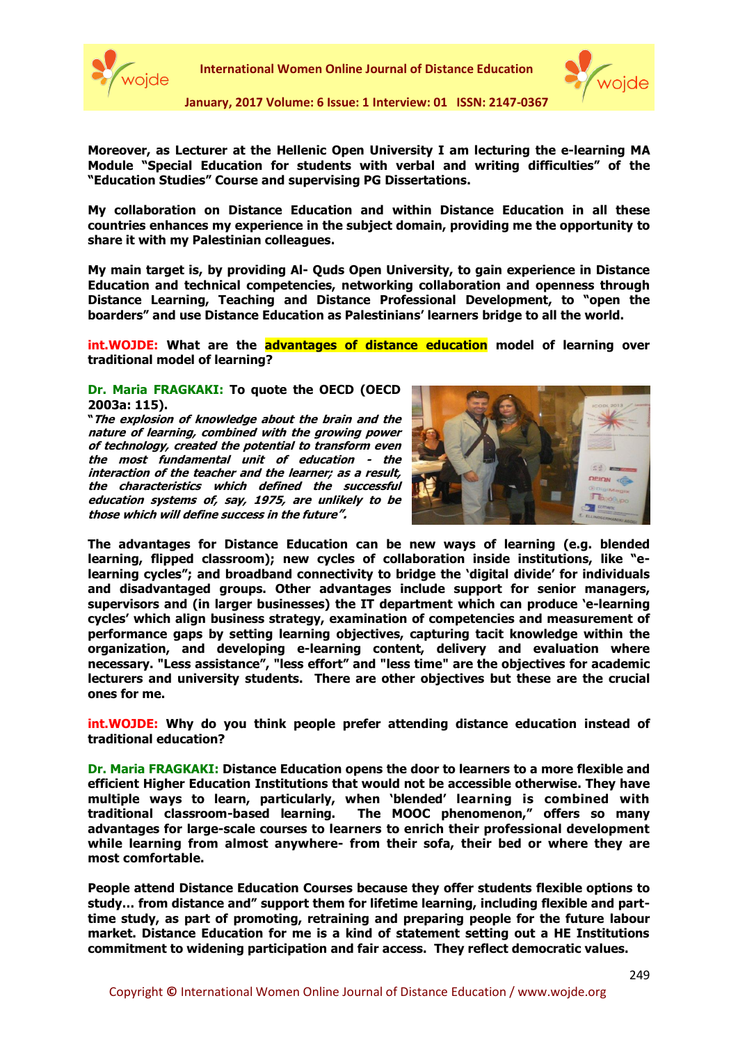**Moreover, as Lecturer at the Hellenic Open University I am lecturing the e-learning MA Module "Special Education for students with verbal and writing difficulties" of the "Education Studies" Course and supervising PG Dissertations.**

**My collaboration on Distance Education and within Distance Education in all these countries enhances my experience in the subject domain, providing me the opportunity to share it with my Palestinian colleagues.**

**My main target is, by providing Al- Quds Open University, to gain experience in Distance Education and technical competencies, networking collaboration and openness through Distance Learning, Teaching and Distance Professional Development, to "open the boarders" and use Distance Education as Palestinians' learners bridge to all the world.**

**int.WOJDE: What are the advantages of distance education model of learning over traditional model of learning?**

**Dr. Maria FRAGKAKI: To quote the OECD (OECD 2003a: 115).**

***"The explosion of knowledge about the brain and the nature of learning, combined with the growing power of technology, created the potential to transform even the most fundamental unit of education - the interaction of the teacher and the learner; as a result, the characteristics which defined the successful education systems of, say, 1975, are unlikely to be those which will define success in the future".***

**The advantages for Distance Education can be new ways of learning (e.g. blended learning, flipped classroom); new cycles of collaboration inside institutions, like "e-learning cycles"; and broadband connectivity to bridge the 'digital divide' for individuals and disadvantaged groups. Other advantages include support for senior managers, supervisors and (in larger businesses) the IT department which can produce 'e-learning cycles' which align business strategy, examination of competencies and measurement of performance gaps by setting learning objectives, capturing tacit knowledge within the organization, and developing e-learning content, delivery and evaluation where necessary. "Less assistance", "less effort" and "less time" are the objectives for academic lecturers and university students. There are other objectives but these are the crucial ones for me.**

**int.WOJDE: Why do you think people prefer attending distance education instead of traditional education?**

**Dr. Maria FRAGKAKI: Distance Education opens the door to learners to a more flexible and efficient Higher Education Institutions that would not be accessible otherwise. They have multiple ways to learn, particularly, when 'blended' learning is combined with traditional classroom-based learning. The MOOC phenomenon," offers so many advantages for large-scale courses to learners to enrich their professional development while learning from almost anywhere- from their sofa, their bed or where they are most comfortable.**

**People attend Distance Education Courses because they offer students flexible options to study... from distance and" support them for lifetime learning, including flexible and part-time study, as part of promoting, retraining and preparing people for the future labour market. Distance Education for me is a kind of statement setting out a HE Institutions commitment to widening participation and fair access. They reflect democratic values.**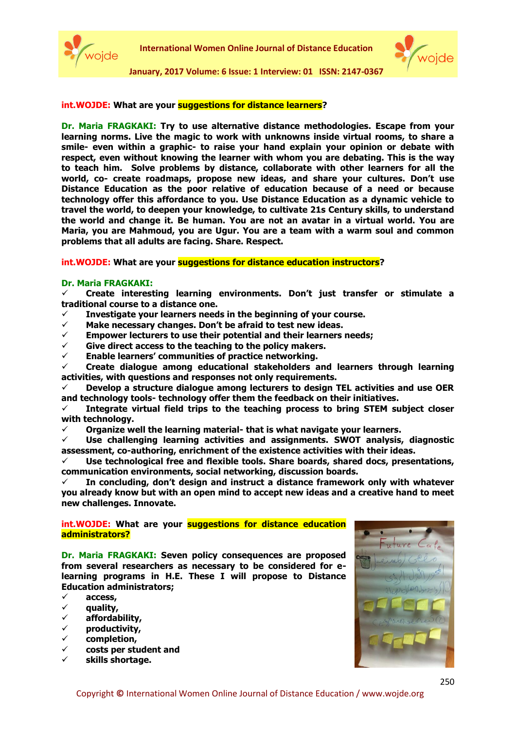**int.WOJDE:** **What are your suggestions for distance learners?**

**Dr. Maria FRAGKAKI: Try to use alternative distance methodologies. Escape from your learning norms. Live the magic to work with unknowns inside virtual rooms, to share a smile- even within a graphic- to raise your hand explain your opinion or debate with respect, even without knowing the learner with whom you are debating. This is the way to teach him. Solve problems by distance, collaborate with other learners for all the world, co- create roadmaps, propose new ideas, and share your cultures. Don't use Distance Education as the poor relative of education because of a need or because technology offer this affordance to you. Use Distance Education as a dynamic vehicle to travel the world, to deepen your knowledge, to cultivate 21s Century skills, to understand the world and change it. Be human. You are not an avatar in a virtual world. You are Maria, you are Mahmoud, you are Ugur. You are a team with a warm soul and common problems that all adults are facing. Share. Respect.**

**int.WOJDE:** **What are your suggestions for distance education instructors?**

**Dr. Maria FRAGKAKI:**

- ✓ **Create interesting learning environments. Don't just transfer or stimulate a traditional course to a distance one.**
- ✓ **Investigate your learners needs in the beginning of your course.**
- ✓ **Make necessary changes. Don't be afraid to test new ideas.**
- ✓ **Empower lecturers to use their potential and their learners needs;**
- ✓ **Give direct access to the teaching to the policy makers.**
- ✓ **Enable learners' communities of practice networking.**
- ✓ **Create dialogue among educational stakeholders and learners through learning activities, with questions and responses not only requirements.**
- ✓ **Develop a structure dialogue among lecturers to design TEL activities and use OER and technology tools- technology offer them the feedback on their initiatives.**
- ✓ **Integrate virtual field trips to the teaching process to bring STEM subject closer with technology.**
- ✓ **Organize well the learning material- that is what navigate your learners.**
- ✓ **Use challenging learning activities and assignments. SWOT analysis, diagnostic assessment, co-authoring, enrichment of the existence activities with their ideas.**
- ✓ **Use technological free and flexible tools. Share boards, shared docs, presentations, communication environments, social networking, discussion boards.**
- ✓ **In concluding, don't design and instruct a distance framework only with whatever you already know but with an open mind to accept new ideas and a creative hand to meet new challenges. Innovate.**

**int.WOJDE:** **What are your suggestions for distance education administrators?**

**Dr. Maria FRAGKAKI: Seven policy consequences are proposed from several researchers as necessary to be considered for e-learning programs in H.E. These I will propose to Distance Education administrators;**

- ✓ **access,**
- ✓ **quality,**
- ✓ **affordability,**
- ✓ **productivity,**
- ✓ **completion,**
- ✓ **costs per student and**
- ✓ **skills shortage.**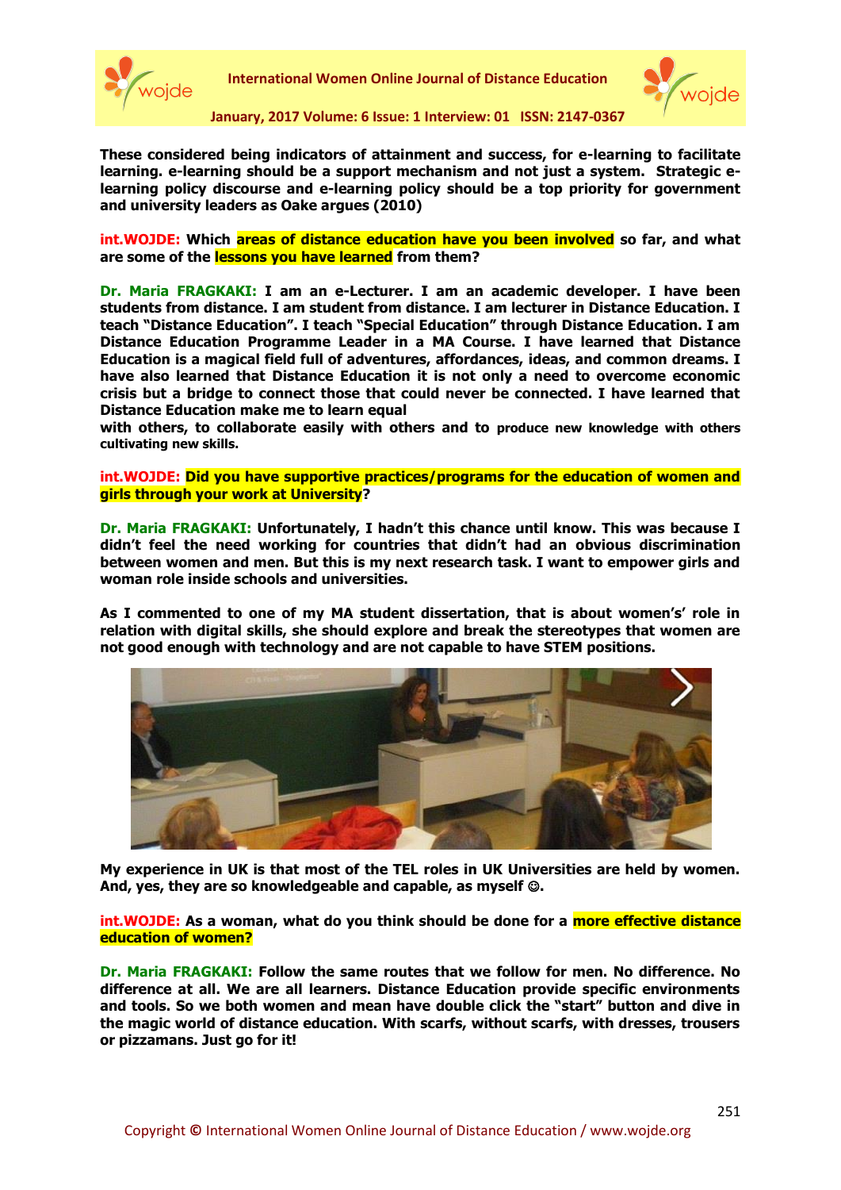**These considered being indicators of attainment and success, for e-learning to facilitate learning. e-learning should be a support mechanism and not just a system. Strategic e-learning policy discourse and e-learning policy should be a top priority for government and university leaders as Oake argues (2010)**

**int.WOJDE: Which areas of distance education have you been involved so far, and what are some of the lessons you have learned from them?**

**Dr. Maria FRAGKAKI: I am an e-Lecturer. I am an academic developer. I have been students from distance. I am student from distance. I am lecturer in Distance Education. I teach "Distance Education". I teach "Special Education" through Distance Education. I am Distance Education Programme Leader in a MA Course. I have learned that Distance Education is a magical field full of adventures, affordances, ideas, and common dreams. I have also learned that Distance Education it is not only a need to overcome economic crisis but a bridge to connect those that could never be connected. I have learned that Distance Education make me to learn equal with others, to collaborate easily with others and to produce new knowledge with others cultivating new skills.**

**int.WOJDE: Did you have supportive practices/programs for the education of women and girls through your work at University?**

**Dr. Maria FRAGKAKI: Unfortunately, I hadn't this chance until know. This was because I didn't feel the need working for countries that didn't had an obvious discrimination between women and men. But this is my next research task. I want to empower girls and woman role inside schools and universities.**

**As I commented to one of my MA student dissertation, that is about women's' role in relation with digital skills, she should explore and break the stereotypes that women are not good enough with technology and are not capable to have STEM positions.**

**My experience in UK is that most of the TEL roles in UK Universities are held by women. And, yes, they are so knowledgeable and capable, as myself ☺.**

**int.WOJDE: As a woman, what do you think should be done for a more effective distance education of women?**

**Dr. Maria FRAGKAKI: Follow the same routes that we follow for men. No difference. No difference at all. We are all learners. Distance Education provide specific environments and tools. So we both women and mean have double click the "start" button and dive in the magic world of distance education. With scarfs, without scarfs, with dresses, trousers or pizzamans. Just go for it!**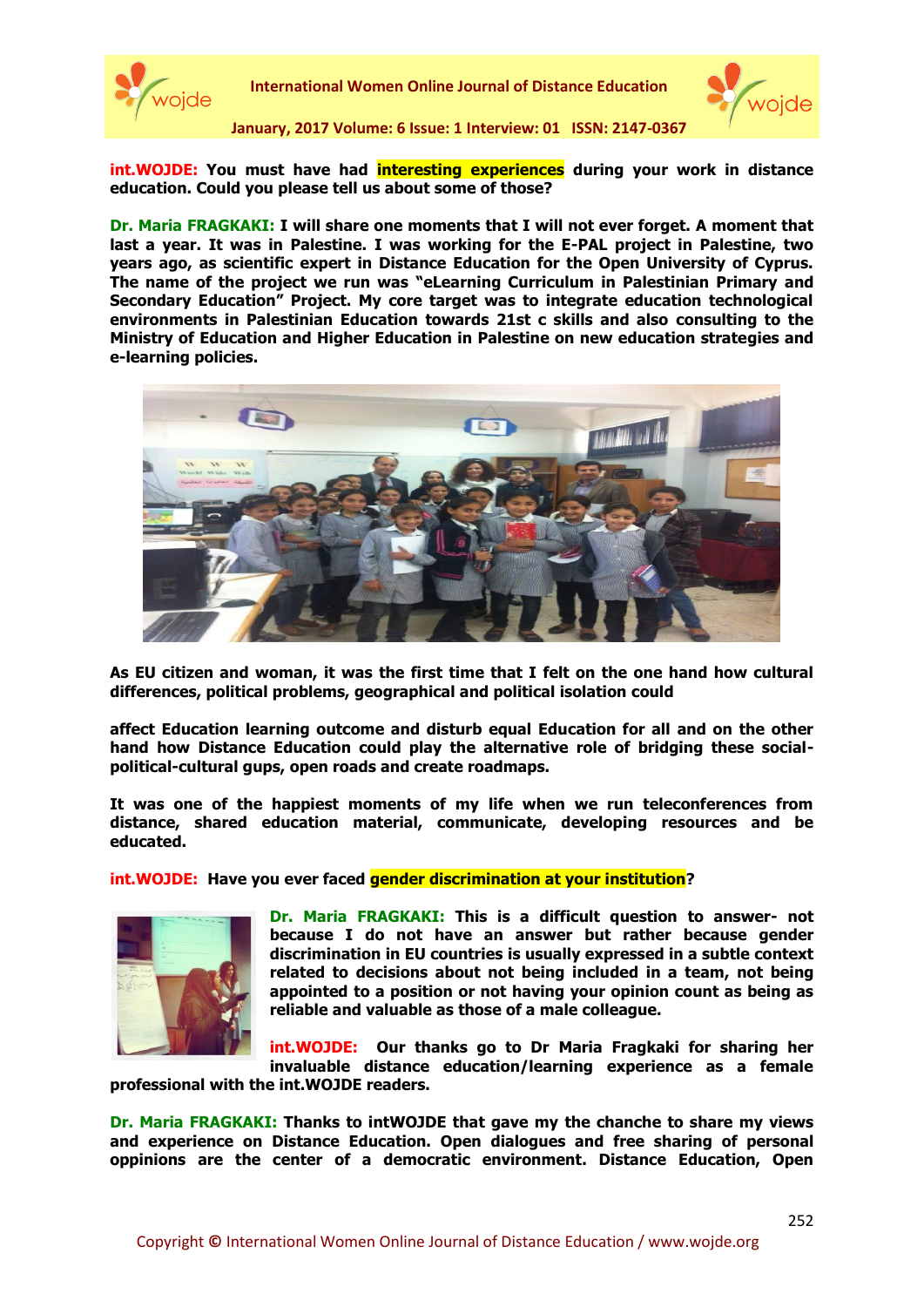**int.WOJDE: You must have had interesting experiences during your work in distance education. Could you please tell us about some of those?**

**Dr. Maria FRAGKAKI: I will share one moments that I will not ever forget. A moment that last a year. It was in Palestine. I was working for the E-PAL project in Palestine, two years ago, as scientific expert in Distance Education for the Open University of Cyprus. The name of the project we run was "eLearning Curriculum in Palestinian Primary and Secondary Education" Project. My core target was to integrate education technological environments in Palestinian Education towards 21st c skills and also consulting to the Ministry of Education and Higher Education in Palestine on new education strategies and e-learning policies.**

**As EU citizen and woman, it was the first time that I felt on the one hand how cultural differences, political problems, geographical and political isolation could**

**affect Education learning outcome and disturb equal Education for all and on the other hand how Distance Education could play the alternative role of bridging these social-political-cultural gups, open roads and create roadmaps.**

**It was one of the happiest moments of my life when we run teleconferences from distance, shared education material, communicate, developing resources and be educated.**

**int.WOJDE: Have you ever faced gender discrimination at your institution?**

**Dr. Maria FRAGKAKI: This is a difficult question to answer- not because I do not have an answer but rather because gender discrimination in EU countries is usually expressed in a subtle context related to decisions about not being included in a team, not being appointed to a position or not having your opinion count as being as reliable and valuable as those of a male colleague.**

**int.WOJDE: Our thanks go to Dr Maria Fragkaki for sharing her invaluable distance education/learning experience as a female professional with the int.WOJDE readers.**

**Dr. Maria FRAGKAKI: Thanks to intWOJDE that gave my the chanche to share my views and experience on Distance Education. Open dialogues and free sharing of personal oppinions are the center of a democratic environment. Distance Education, Open**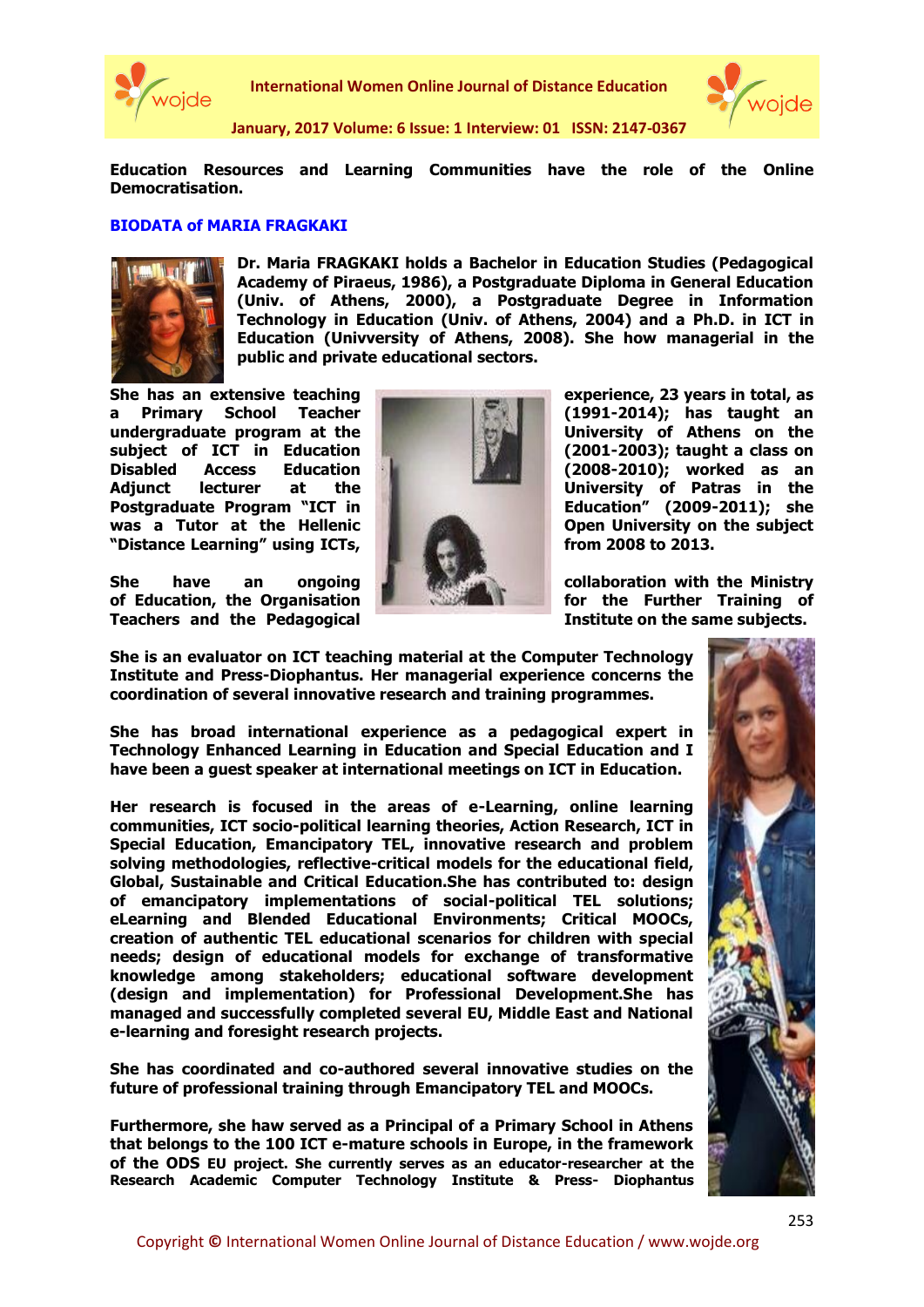**Education Resources and Learning Communities have the role of the Online Democratisation.**

### BIODATA of MARIA FRAGKAKI

**Dr. Maria FRAGKAKI holds a Bachelor in Education Studies (Pedagogical Academy of Piraeus, 1986), a Postgraduate Diploma in General Education (Univ. of Athens, 2000), a Postgraduate Degree in Information Technology in Education (Univ. of Athens, 2004) and a Ph.D. in ICT in Education (Univversity of Athens, 2008). She how managerial in the public and private educational sectors.**

**She has an extensive teaching experience, 23 years in total, as a Primary School Teacher (1991-2014); has taught an undergraduate program at the University of Athens on the subject of ICT in Education (2001-2003); taught a class on Disabled Access Education (2008-2010); worked as an Adjunct lecturer at the University of Patras in the Postgraduate Program "ICT in Education" (2009-2011); she was a Tutor at the Hellenic Open University on the subject "Distance Learning" using ICTs, from 2008 to 2013.**

**She have an ongoing collaboration with the Ministry of Education, the Organisation for the Further Training of Teachers and the Pedagogical Institute on the same subjects.**

**She is an evaluator on ICT teaching material at the Computer Technology Institute and Press-Diophantus. Her managerial experience concerns the coordination of several innovative research and training programmes.**

**She has broad international experience as a pedagogical expert in Technology Enhanced Learning in Education and Special Education and I have been a guest speaker at international meetings on ICT in Education.**

**Her research is focused in the areas of e-Learning, online learning communities, ICT socio-political learning theories, Action Research, ICT in Special Education, Emancipatory TEL, innovative research and problem solving methodologies, reflective-critical models for the educational field, Global, Sustainable and Critical Education.She has contributed to: design of emancipatory implementations of social-political TEL solutions; eLearning and Blended Educational Environments; Critical MOOCs, creation of authentic TEL educational scenarios for children with special needs; design of educational models for exchange of transformative knowledge among stakeholders; educational software development (design and implementation) for Professional Development.She has managed and successfully completed several EU, Middle East and National e-learning and foresight research projects.**

**She has coordinated and co-authored several innovative studies on the future of professional training through Emancipatory TEL and MOOCs.**

**Furthermore, she haw served as a Principal of a Primary School in Athens that belongs to the 100 ICT e-mature schools in Europe, in the framework of the ODS EU project. She currently serves as an educator-researcher at the Research Academic Computer Technology Institute & Press- Diophantus**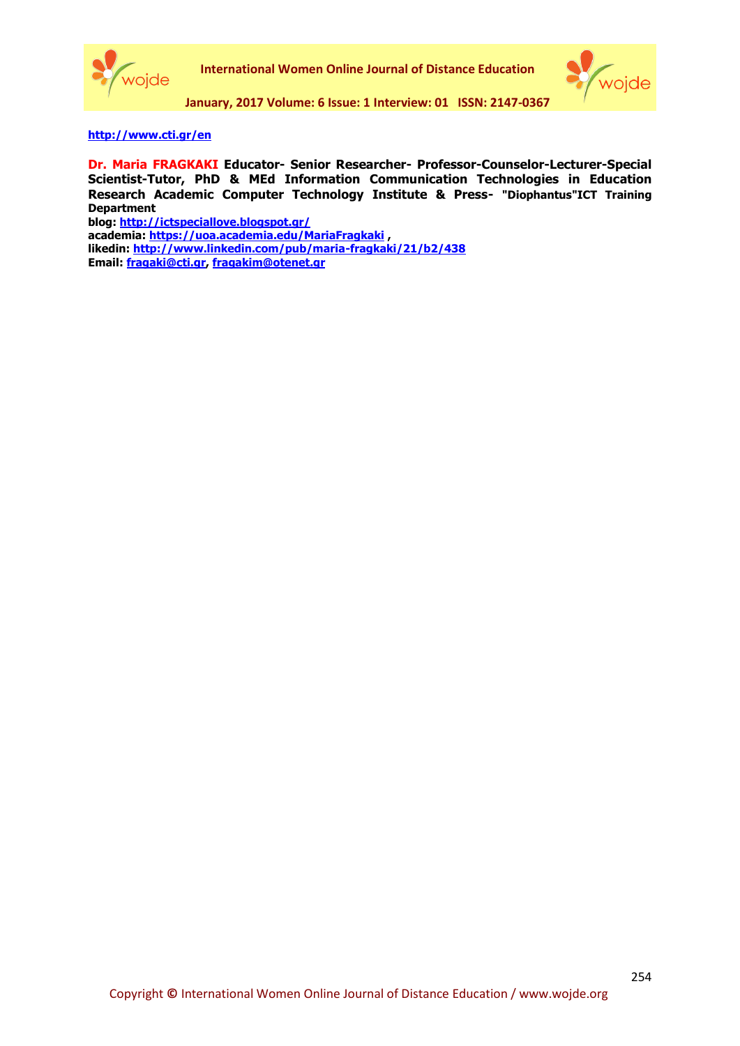**http://www.cti.gr/en**

**Dr. Maria FRAGKAKI Educator- Senior Researcher- Professor-Counselor-Lecturer-Special Scientist-Tutor, PhD & MEd Information Communication Technologies in Education Research Academic Computer Technology Institute & Press- "Diophantus"ICT Training Department**
**blog: http://ictspeciallove.blogspot.gr/**
**academia: https://uoa.academia.edu/MariaFragkaki ,**
**likedin: http://www.linkedin.com/pub/maria-fragkaki/21/b2/438**
**Email: fragaki@cti.gr, fragakim@otenet.gr**